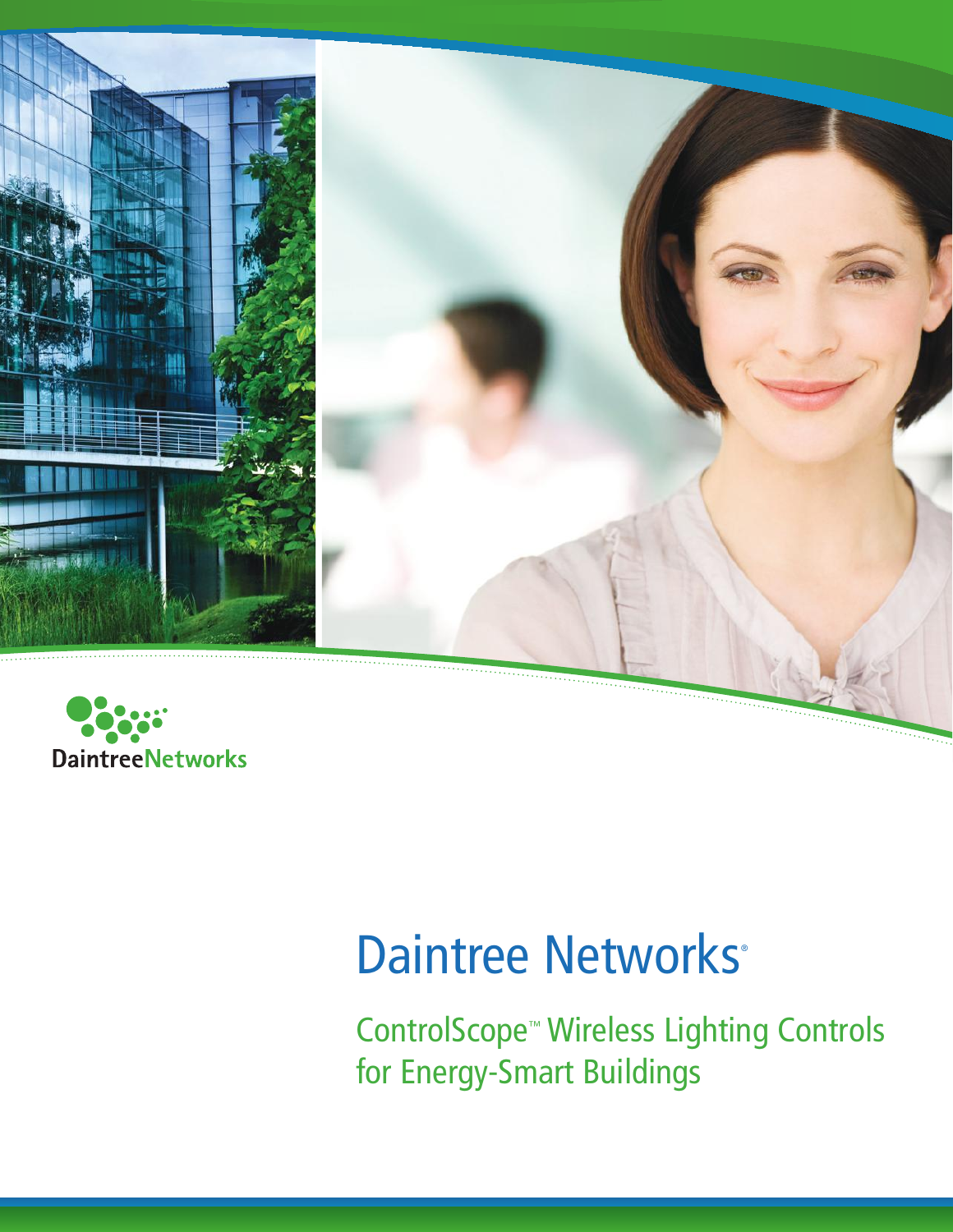DaintreeNetworks

# Daintree Networks®

## ControlScope™ Wireless Lighting Controls for Energy-Smart Buildings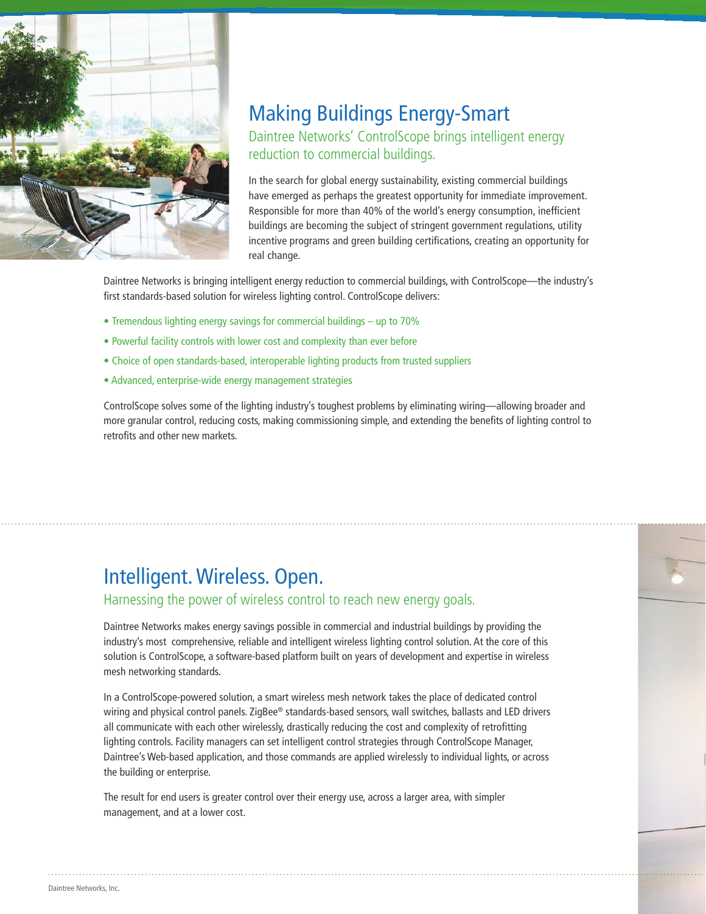# Making Buildings Energy-Smart

## Daintree Networks' ControlScope brings intelligent energy reduction to commercial buildings.

In the search for global energy sustainability, existing commercial buildings have emerged as perhaps the greatest opportunity for immediate improvement. Responsible for more than 40% of the world's energy consumption, inefficient buildings are becoming the subject of stringent government regulations, utility incentive programs and green building certifications, creating an opportunity for real change.

Daintree Networks is bringing intelligent energy reduction to commercial buildings, with ControlScope—the industry's first standards-based solution for wireless lighting control. ControlScope delivers:

- Tremendous lighting energy savings for commercial buildings – up to 70%
- Powerful facility controls with lower cost and complexity than ever before
- Choice of open standards-based, interoperable lighting products from trusted suppliers
- Advanced, enterprise-wide energy management strategies

ControlScope solves some of the lighting industry's toughest problems by eliminating wiring—allowing broader and more granular control, reducing costs, making commissioning simple, and extending the benefits of lighting control to retrofits and other new markets.

# Intelligent. Wireless. Open.

## Harnessing the power of wireless control to reach new energy goals.

Daintree Networks makes energy savings possible in commercial and industrial buildings by providing the industry's most comprehensive, reliable and intelligent wireless lighting control solution. At the core of this solution is ControlScope, a software-based platform built on years of development and expertise in wireless mesh networking standards.

In a ControlScope-powered solution, a smart wireless mesh network takes the place of dedicated control wiring and physical control panels. ZigBee® standards-based sensors, wall switches, ballasts and LED drivers all communicate with each other wirelessly, drastically reducing the cost and complexity of retrofitting lighting controls. Facility managers can set intelligent control strategies through ControlScope Manager, Daintree's Web-based application, and those commands are applied wirelessly to individual lights, or across the building or enterprise.

The result for end users is greater control over their energy use, across a larger area, with simpler management, and at a lower cost.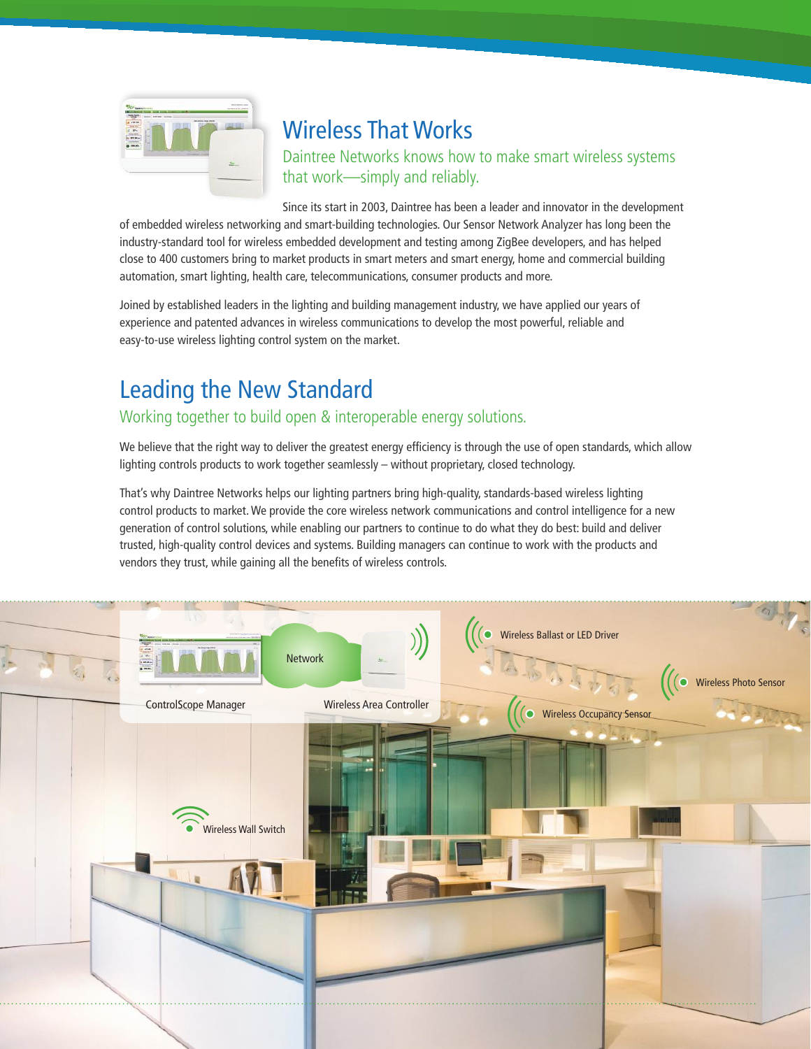# Wireless That Works

Daintree Networks knows how to make smart wireless systems that work—simply and reliably.

Since its start in 2003, Daintree has been a leader and innovator in the development of embedded wireless networking and smart-building technologies. Our Sensor Network Analyzer has long been the industry-standard tool for wireless embedded development and testing among ZigBee developers, and has helped close to 400 customers bring to market products in smart meters and smart energy, home and commercial building automation, smart lighting, health care, telecommunications, consumer products and more.

Joined by established leaders in the lighting and building management industry, we have applied our years of experience and patented advances in wireless communications to develop the most powerful, reliable and easy-to-use wireless lighting control system on the market.

# Leading the New Standard

Working together to build open & interoperable energy solutions.

We believe that the right way to deliver the greatest energy efficiency is through the use of open standards, which allow lighting controls products to work together seamlessly – without proprietary, closed technology.

That's why Daintree Networks helps our lighting partners bring high-quality, standards-based wireless lighting control products to market. We provide the core wireless network communications and control intelligence for a new generation of control solutions, while enabling our partners to continue to do what they do best: build and deliver trusted, high-quality control devices and systems. Building managers can continue to work with the products and vendors they trust, while gaining all the benefits of wireless controls.

ControlScope Manager

Network

Wireless Area Controller

Wireless Ballast or LED Driver

Wireless Photo Sensor

Wireless Occupancy Sensor

Wireless Wall Switch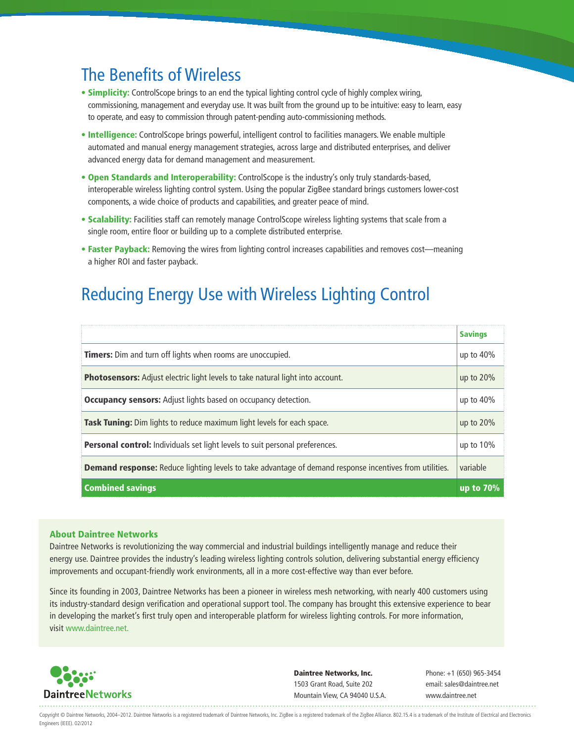## The Benefits of Wireless

- **Simplicity:** ControlScope brings to an end the typical lighting control cycle of highly complex wiring, commissioning, management and everyday use. It was built from the ground up to be intuitive: easy to learn, easy to operate, and easy to commission through patent-pending auto-commissioning methods.
- **Intelligence:** ControlScope brings powerful, intelligent control to facilities managers. We enable multiple automated and manual energy management strategies, across large and distributed enterprises, and deliver advanced energy data for demand management and measurement.
- **Open Standards and Interoperability:** ControlScope is the industry's only truly standards-based, interoperable wireless lighting control system. Using the popular ZigBee standard brings customers lower-cost components, a wide choice of products and capabilities, and greater peace of mind.
- **Scalability:** Facilities staff can remotely manage ControlScope wireless lighting systems that scale from a single room, entire floor or building up to a complete distributed enterprise.
- **Faster Payback:** Removing the wires from lighting control increases capabilities and removes cost—meaning a higher ROI and faster payback.

## Reducing Energy Use with Wireless Lighting Control

| | Savings |
|---|---|
| **Timers:** Dim and turn off lights when rooms are unoccupied. | up to 40% |
| **Photosensors:** Adjust electric light levels to take natural light into account. | up to 20% |
| **Occupancy sensors:** Adjust lights based on occupancy detection. | up to 40% |
| **Task Tuning:** Dim lights to reduce maximum light levels for each space. | up to 20% |
| **Personal control:** Individuals set light levels to suit personal preferences. | up to 10% |
| **Demand response:** Reduce lighting levels to take advantage of demand response incentives from utilities. | variable |
| **Combined savings** | **up to 70%** |

### About Daintree Networks

Daintree Networks is revolutionizing the way commercial and industrial buildings intelligently manage and reduce their energy use. Daintree provides the industry's leading wireless lighting controls solution, delivering substantial energy efficiency improvements and occupant-friendly work environments, all in a more cost-effective way than ever before.

Since its founding in 2003, Daintree Networks has been a pioneer in wireless mesh networking, with nearly 400 customers using its industry-standard design verification and operational support tool. The company has brought this extensive experience to bear in developing the market's first truly open and interoperable platform for wireless lighting controls. For more information, visit www.daintree.net.

DaintreeNetworks

**Daintree Networks, Inc.**
1503 Grant Road, Suite 202
Mountain View, CA 94040 U.S.A.

Phone: +1 (650) 965-3454
email: sales@daintree.net
www.daintree.net

Copyright © Daintree Networks, 2004–2012. Daintree Networks is a registered trademark of Daintree Networks, Inc. ZigBee is a registered trademark of the ZigBee Alliance. 802.15.4 is a trademark of the Institute of Electrical and Electronics Engineers (IEEE). 02/2012